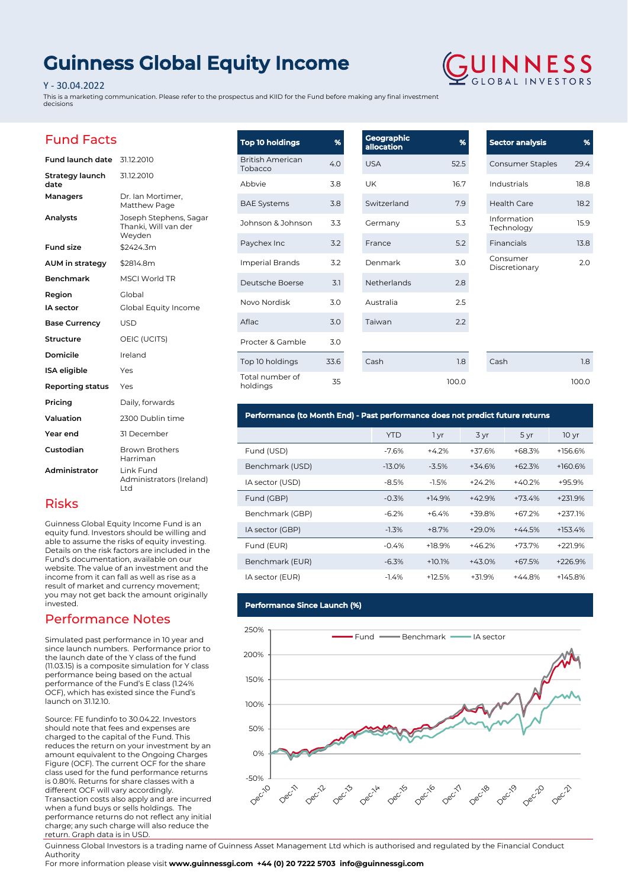# Guinness Global Equity Income

Y - 30.04.2022

This is a marketing communication. Please refer to the prospectus and KIID for the Fund before making any final investment decisions

GUINNESS GLOBAL INVESTORS

## Fund Facts

| | |
|---|---|
| **Fund launch date** | 31.12.2010 |
| **Strategy launch date** | 31.12.2010 |
| **Managers** | Dr. Ian Mortimer, Matthew Page |
| **Analysts** | Joseph Stephens, Sagar Thanki, Will van der Weyden |
| **Fund size** | $2424.3m |
| **AUM in strategy** | $2814.8m |
| **Benchmark** | MSCI World TR |
| **Region** | Global |
| **IA sector** | Global Equity Income |
| **Base Currency** | USD |
| **Structure** | OEIC (UCITS) |
| **Domicile** | Ireland |
| **ISA eligible** | Yes |
| **Reporting status** | Yes |
| **Pricing** | Daily, forwards |
| **Valuation** | 2300 Dublin time |
| **Year end** | 31 December |
| **Custodian** | Brown Brothers Harriman |
| **Administrator** | Link Fund Administrators (Ireland) Ltd |

## Risks

Guinness Global Equity Income Fund is an equity fund. Investors should be willing and able to assume the risks of equity investing. Details on the risk factors are included in the Fund's documentation, available on our website. The value of an investment and the income from it can fall as well as rise as a result of market and currency movement; you may not get back the amount originally invested.

## Performance Notes

Simulated past performance in 10 year and since launch numbers. Performance prior to the launch date of the Y class of the fund (11.03.15) is a composite simulation for Y class performance being based on the actual performance of the Fund's E class (1.24% OCF), which has existed since the Fund's launch on 31.12.10.

Source: FE fundinfo to 30.04.22. Investors should note that fees and expenses are charged to the capital of the Fund. This reduces the return on your investment by an amount equivalent to the Ongoing Charges Figure (OCF). The current OCF for the share class used for the fund performance returns is 0.80%. Returns for share classes with a different OCF will vary accordingly. Transaction costs also apply and are incurred when a fund buys or sells holdings. The performance returns do not reflect any initial charge; any such charge will also reduce the return. Graph data is in USD.

| Top 10 holdings | % |
|---|---|
| British American Tobacco | 4.0 |
| Abbvie | 3.8 |
| BAE Systems | 3.8 |
| Johnson & Johnson | 3.3 |
| Paychex Inc | 3.2 |
| Imperial Brands | 3.2 |
| Deutsche Boerse | 3.1 |
| Novo Nordisk | 3.0 |
| Aflac | 3.0 |
| Procter & Gamble | 3.0 |
| Top 10 holdings | 33.6 |
| Total number of holdings | 35 |

| Geographic allocation | % |
|---|---|
| USA | 52.5 |
| UK | 16.7 |
| Switzerland | 7.9 |
| Germany | 5.3 |
| France | 5.2 |
| Denmark | 3.0 |
| Netherlands | 2.8 |
| Australia | 2.5 |
| Taiwan | 2.2 |
| Cash | 1.8 |
| | 100.0 |

| Sector analysis | % |
|---|---|
| Consumer Staples | 29.4 |
| Industrials | 18.8 |
| Health Care | 18.2 |
| Information Technology | 15.9 |
| Financials | 13.8 |
| Consumer Discretionary | 2.0 |
| Cash | 1.8 |
| | 100.0 |

### Performance (to Month End) - Past performance does not predict future returns

| | YTD | 1 yr | 3 yr | 5 yr | 10 yr |
|---|---|---|---|---|---|
| Fund (USD) | -7.6% | +4.2% | +37.6% | +68.3% | +156.6% |
| Benchmark (USD) | -13.0% | -3.5% | +34.6% | +62.3% | +160.6% |
| IA sector (USD) | -8.5% | -1.5% | +24.2% | +40.2% | +95.9% |
| Fund (GBP) | -0.3% | +14.9% | +42.9% | +73.4% | +231.9% |
| Benchmark (GBP) | -6.2% | +6.4% | +39.8% | +67.2% | +237.1% |
| IA sector (GBP) | -1.3% | +8.7% | +29.0% | +44.5% | +153.4% |
| Fund (EUR) | -0.4% | +18.9% | +46.2% | +73.7% | +221.9% |
| Benchmark (EUR) | -6.3% | +10.1% | +43.0% | +67.5% | +226.9% |
| IA sector (EUR) | -1.4% | +12.5% | +31.9% | +44.8% | +145.8% |

### Performance Since Launch (%)

Fund — Benchmark — IA sector

Y-axis: -50%, 0%, 50%, 100%, 150%, 200%, 250%
X-axis: Dec-10, Dec-11, Dec-12, Dec-13, Dec-14, Dec-15, Dec-16, Dec-17, Dec-18, Dec-19, Dec-20, Dec-21

Guinness Global Investors is a trading name of Guinness Asset Management Ltd which is authorised and regulated by the Financial Conduct Authority

For more information please visit **www.guinnessgi.com +44 (0) 20 7222 5703 info@guinnessgi.com**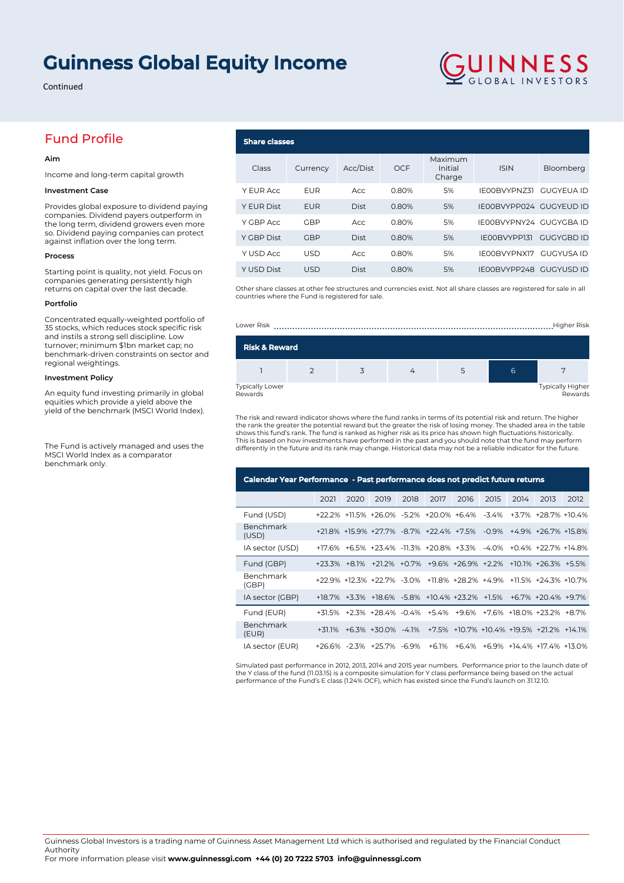# Guinness Global Equity Income

Continued

## Fund Profile

**Aim**

Income and long-term capital growth

**Investment Case**

Provides global exposure to dividend paying companies. Dividend payers outperform in the long term, dividend growers even more so. Dividend paying companies can protect against inflation over the long term.

**Process**

Starting point is quality, not yield. Focus on companies generating persistently high returns on capital over the last decade.

**Portfolio**

Concentrated equally-weighted portfolio of 35 stocks, which reduces stock specific risk and instils a strong sell discipline. Low turnover; minimum $1bn market cap; no benchmark-driven constraints on sector and regional weightings.

**Investment Policy**

An equity fund investing primarily in global equities which provide a yield above the benchmark (MSCI World Index).

The Fund is actively managed and uses the MSCI World Index as a comparator benchmark only.

### Share classes

| Class | Currency | Acc/Dist | OCF | Maximum Initial Charge | ISIN | Bloomberg |
|---|---|---|---|---|---|---|
| Y EUR Acc | EUR | Acc | 0.80% | 5% | IE00BVYPNZ31 | GUGYEUA ID |
| Y EUR Dist | EUR | Dist | 0.80% | 5% | IE00BVYPP024 | GUGYEUD ID |
| Y GBP Acc | GBP | Acc | 0.80% | 5% | IE00BVYPNY24 | GUGYGBA ID |
| Y GBP Dist | GBP | Dist | 0.80% | 5% | IE00BVYPP131 | GUGYGBD ID |
| Y USD Acc | USD | Acc | 0.80% | 5% | IE00BVYPNX17 | GUGYUSA ID |
| Y USD Dist | USD | Dist | 0.80% | 5% | IE00BVYPP248 | GUGYUSD ID |

Other share classes at other fee structures and currencies exist. Not all share classes are registered for sale in all countries where the Fund is registered for sale.

### Risk & Reward

Lower Risk ........ Higher Risk

| 1 | 2 | 3 | 4 | 5 | **6** | 7 |
|---|---|---|---|---|---|---|

Typically Lower Rewards — Typically Higher Rewards

The risk and reward indicator shows where the fund ranks in terms of its potential risk and return. The higher the rank the greater the potential reward but the greater the risk of losing money. The shaded area in the table shows this fund's rank. The fund is ranked as higher risk as its price has shown high fluctuations historically. This is based on how investments have performed in the past and you should note that the fund may perform differently in the future and its rank may change. Historical data may not be a reliable indicator for the future.

### Calendar Year Performance - Past performance does not predict future returns

| | 2021 | 2020 | 2019 | 2018 | 2017 | 2016 | 2015 | 2014 | 2013 | 2012 |
|---|---|---|---|---|---|---|---|---|---|---|
| Fund (USD) | +22.2% | +11.5% | +26.0% | -5.2% | +20.0% | +6.4% | -3.4% | +3.7% | +28.7% | +10.4% |
| Benchmark (USD) | +21.8% | +15.9% | +27.7% | -8.7% | +22.4% | +7.5% | -0.9% | +4.9% | +26.7% | +15.8% |
| IA sector (USD) | +17.6% | +6.5% | +23.4% | -11.3% | +20.8% | +3.3% | -4.0% | +0.4% | +22.7% | +14.8% |
| Fund (GBP) | +23.3% | +8.1% | +21.2% | +0.7% | +9.6% | +26.9% | +2.2% | +10.1% | +26.3% | +5.5% |
| Benchmark (GBP) | +22.9% | +12.3% | +22.7% | -3.0% | +11.8% | +28.2% | +4.9% | +11.5% | +24.3% | +10.7% |
| IA sector (GBP) | +18.7% | +3.3% | +18.6% | -5.8% | +10.4% | +23.2% | +1.5% | +6.7% | +20.4% | +9.7% |
| Fund (EUR) | +31.5% | +2.3% | +28.4% | -0.4% | +5.4% | +9.6% | +7.6% | +18.0% | +23.2% | +8.7% |
| Benchmark (EUR) | +31.1% | +6.3% | +30.0% | -4.1% | +7.5% | +10.7% | +10.4% | +19.5% | +21.2% | +14.1% |
| IA sector (EUR) | +26.6% | -2.3% | +25.7% | -6.9% | +6.1% | +6.4% | +6.9% | +14.4% | +17.4% | +13.0% |

Simulated past performance in 2012, 2013, 2014 and 2015 year numbers. Performance prior to the launch date of the Y class of the fund (11.03.15) is a composite simulation for Y class performance being based on the actual performance of the Fund's E class (1.24% OCF), which has existed since the Fund's launch on 31.12.10.

Guinness Global Investors is a trading name of Guinness Asset Management Ltd which is authorised and regulated by the Financial Conduct Authority
For more information please visit **www.guinnessgi.com** **+44 (0) 20 7222 5703** **info@guinnessgi.com**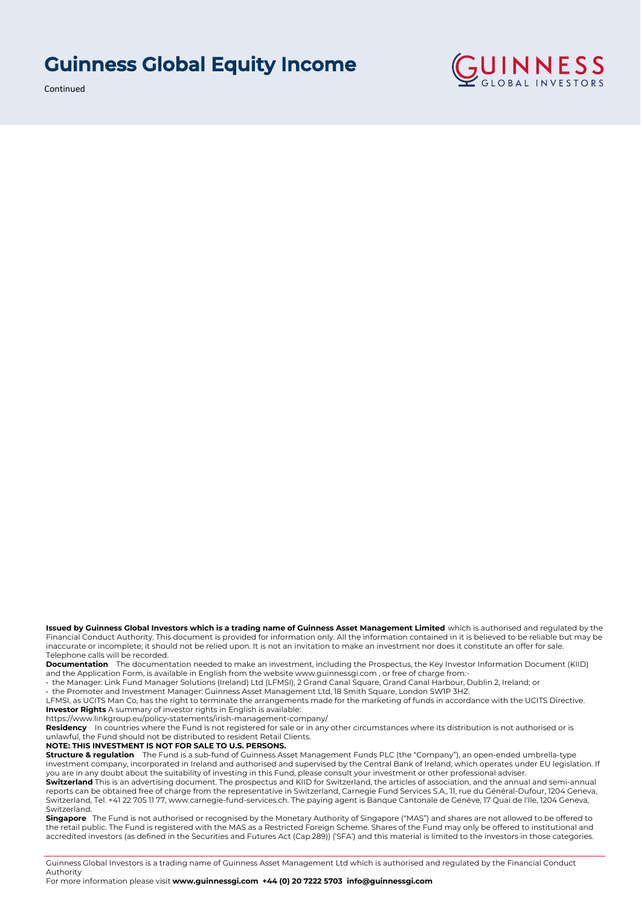# Guinness Global Equity Income

Continued

**Issued by Guinness Global Investors which is a trading name of Guinness Asset Management Limited** which is authorised and regulated by the Financial Conduct Authority. This document is provided for information only. All the information contained in it is believed to be reliable but may be inaccurate or incomplete; it should not be relied upon. It is not an invitation to make an investment nor does it constitute an offer for sale. Telephone calls will be recorded.

**Documentation** The documentation needed to make an investment, including the Prospectus, the Key Investor Information Document (KIID) and the Application Form, is available in English from the website www.guinnessgi.com , or free of charge from:-

- the Manager: Link Fund Manager Solutions (Ireland) Ltd (LFMSI), 2 Grand Canal Square, Grand Canal Harbour, Dublin 2, Ireland; or
- the Promoter and Investment Manager: Guinness Asset Management Ltd, 18 Smith Square, London SW1P 3HZ.

LFMSI, as UCITS Man Co, has the right to terminate the arrangements made for the marketing of funds in accordance with the UCITS Directive.

**Investor Rights** A summary of investor rights in English is available:
https://www.linkgroup.eu/policy-statements/irish-management-company/

**Residency** In countries where the Fund is not registered for sale or in any other circumstances where its distribution is not authorised or is unlawful, the Fund should not be distributed to resident Retail Clients.

**NOTE: THIS INVESTMENT IS NOT FOR SALE TO U.S. PERSONS.**

**Structure & regulation** The Fund is a sub-fund of Guinness Asset Management Funds PLC (the "Company"), an open-ended umbrella-type investment company, incorporated in Ireland and authorised and supervised by the Central Bank of Ireland, which operates under EU legislation. If you are in any doubt about the suitability of investing in this Fund, please consult your investment or other professional adviser.

**Switzerland** This is an advertising document. The prospectus and KIID for Switzerland, the articles of association, and the annual and semi-annual reports can be obtained free of charge from the representative in Switzerland, Carnegie Fund Services S.A., 11, rue du Général-Dufour, 1204 Geneva, Switzerland, Tel. +41 22 705 11 77, www.carnegie-fund-services.ch. The paying agent is Banque Cantonale de Genève, 17 Quai de l'Ile, 1204 Geneva, Switzerland.

**Singapore** The Fund is not authorised or recognised by the Monetary Authority of Singapore ("MAS") and shares are not allowed to be offered to the retail public. The Fund is registered with the MAS as a Restricted Foreign Scheme. Shares of the Fund may only be offered to institutional and accredited investors (as defined in the Securities and Futures Act (Cap.289)) ('SFA') and this material is limited to the investors in those categories.

Guinness Global Investors is a trading name of Guinness Asset Management Ltd which is authorised and regulated by the Financial Conduct Authority

For more information please visit **www.guinnessgi.com +44 (0) 20 7222 5703 info@guinnessgi.com**